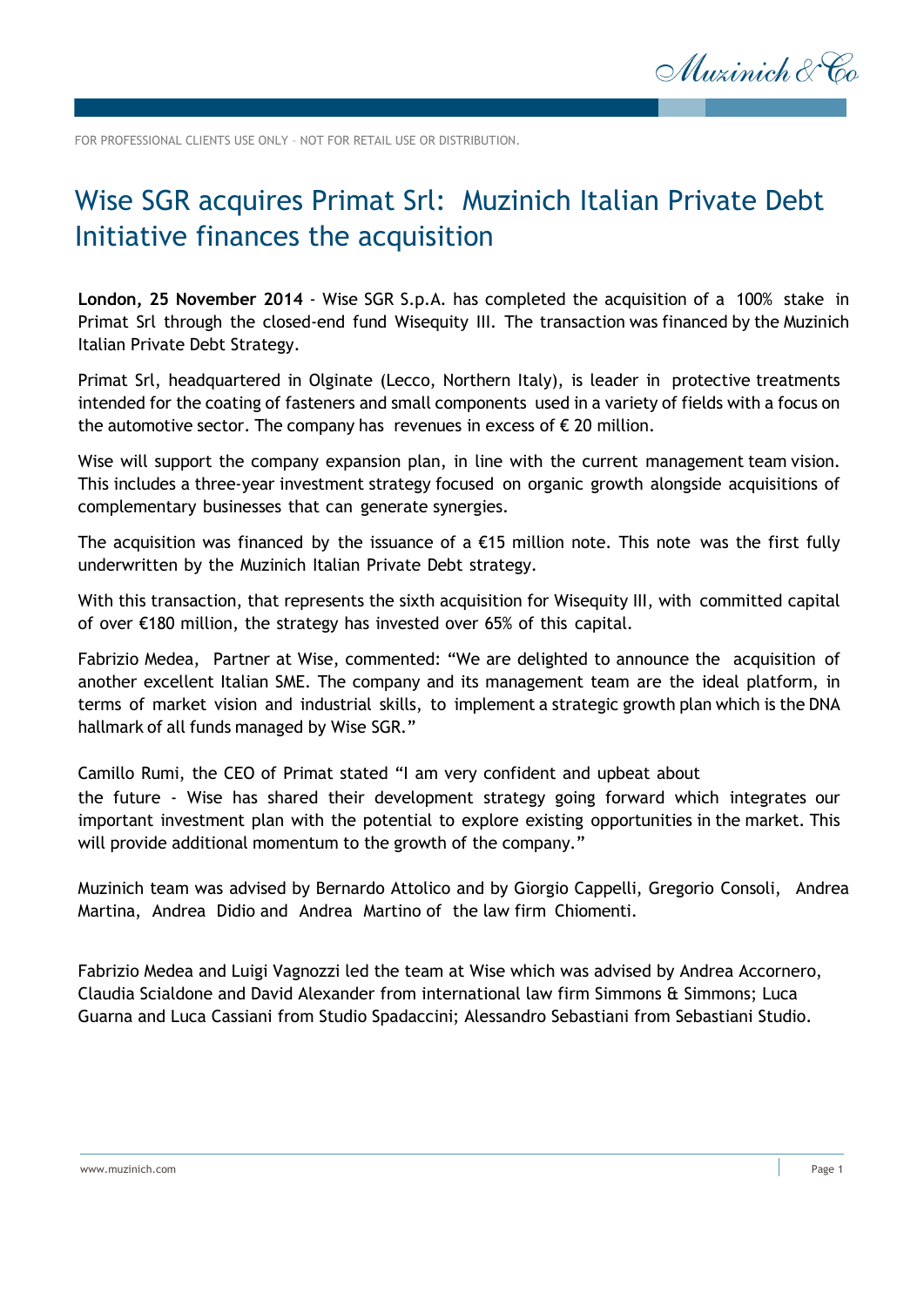FOR PROFESSIONAL CLIENTS USE ONLY – NOT FOR RETAIL USE OR DISTRIBUTION.

# Wise SGR acquires Primat Srl: Muzinich Italian Private Debt Initiative finances the acquisition

**London, 25 November 2014** - Wise SGR S.p.A. has completed the acquisition of a 100% stake in Primat Srl through the closed-end fund Wisequity III. The transaction was financed by the Muzinich Italian Private Debt Strategy.

Primat Srl, headquartered in Olginate (Lecco, Northern Italy), is leader in protective treatments intended for the coating of fasteners and small components used in a variety of fields with a focus on the automotive sector. The company has revenues in excess of € 20 million.

Wise will support the company expansion plan, in line with the current management team vision. This includes a three-year investment strategy focused on organic growth alongside acquisitions of complementary businesses that can generate synergies.

The acquisition was financed by the issuance of a €15 million note. This note was the first fully underwritten by the Muzinich Italian Private Debt strategy.

With this transaction, that represents the sixth acquisition for Wisequity III, with committed capital of over €180 million, the strategy has invested over 65% of this capital.

Fabrizio Medea, Partner at Wise, commented: "We are delighted to announce the acquisition of another excellent Italian SME. The company and its management team are the ideal platform, in terms of market vision and industrial skills, to implement a strategic growth plan which is the DNA hallmark of all funds managed by Wise SGR."

Camillo Rumi, the CEO of Primat stated "I am very confident and upbeat about the future - Wise has shared their development strategy going forward which integrates our important investment plan with the potential to explore existing opportunities in the market. This will provide additional momentum to the growth of the company."

Muzinich team was advised by Bernardo Attolico and by Giorgio Cappelli, Gregorio Consoli, Andrea Martina, Andrea Didio and Andrea Martino of the law firm Chiomenti.

Fabrizio Medea and Luigi Vagnozzi led the team at Wise which was advised by Andrea Accornero, Claudia Scialdone and David Alexander from international law firm Simmons & Simmons; Luca Guarna and Luca Cassiani from Studio Spadaccini; Alessandro Sebastiani from Sebastiani Studio.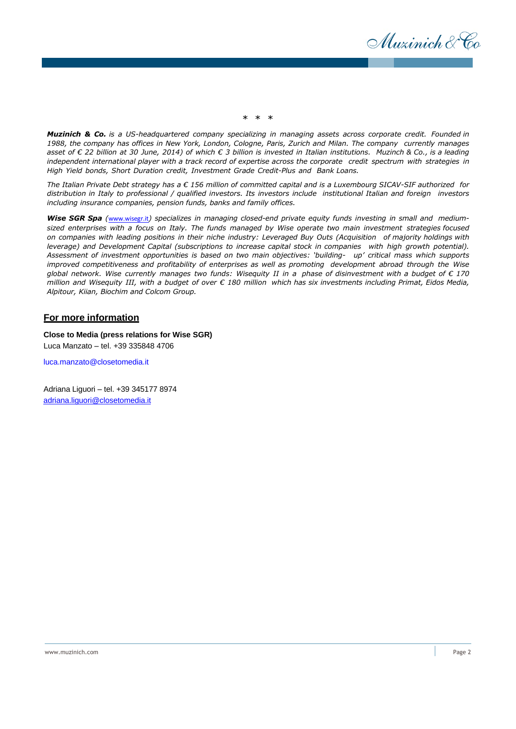\* \* \*

***Muzinich & Co.*** *is a US-headquartered company specializing in managing assets across corporate credit. Founded in 1988, the company has offices in New York, London, Cologne, Paris, Zurich and Milan. The company currently manages asset of € 22 billion at 30 June, 2014) of which € 3 billion is invested in Italian institutions. Muzinch & Co., is a leading independent international player with a track record of expertise across the corporate credit spectrum with strategies in High Yield bonds, Short Duration credit, Investment Grade Credit-Plus and Bank Loans.*

*The Italian Private Debt strategy has a € 156 million of committed capital and is a Luxembourg SICAV-SIF authorized for distribution in Italy to professional / qualified investors. Its investors include institutional Italian and foreign investors including insurance companies, pension funds, banks and family offices.*

***Wise SGR Spa*** *(www.wisegr.it) specializes in managing closed-end private equity funds investing in small and medium-sized enterprises with a focus on Italy. The funds managed by Wise operate two main investment strategies focused on companies with leading positions in their niche industry: Leveraged Buy Outs (Acquisition of majority holdings with leverage) and Development Capital (subscriptions to increase capital stock in companies with high growth potential). Assessment of investment opportunities is based on two main objectives: 'building- up' critical mass which supports improved competitiveness and profitability of enterprises as well as promoting development abroad through the Wise global network. Wise currently manages two funds: Wisequity II in a phase of disinvestment with a budget of € 170 million and Wisequity III, with a budget of over € 180 million which has six investments including Primat, Eidos Media, Alpitour, Kiian, Biochim and Colcom Group.*

## For more information

**Close to Media (press relations for Wise SGR)**
Luca Manzato – tel. +39 335848 4706

luca.manzato@closetomedia.it

Adriana Liguori – tel. +39 345177 8974
adriana.liguori@closetomedia.it